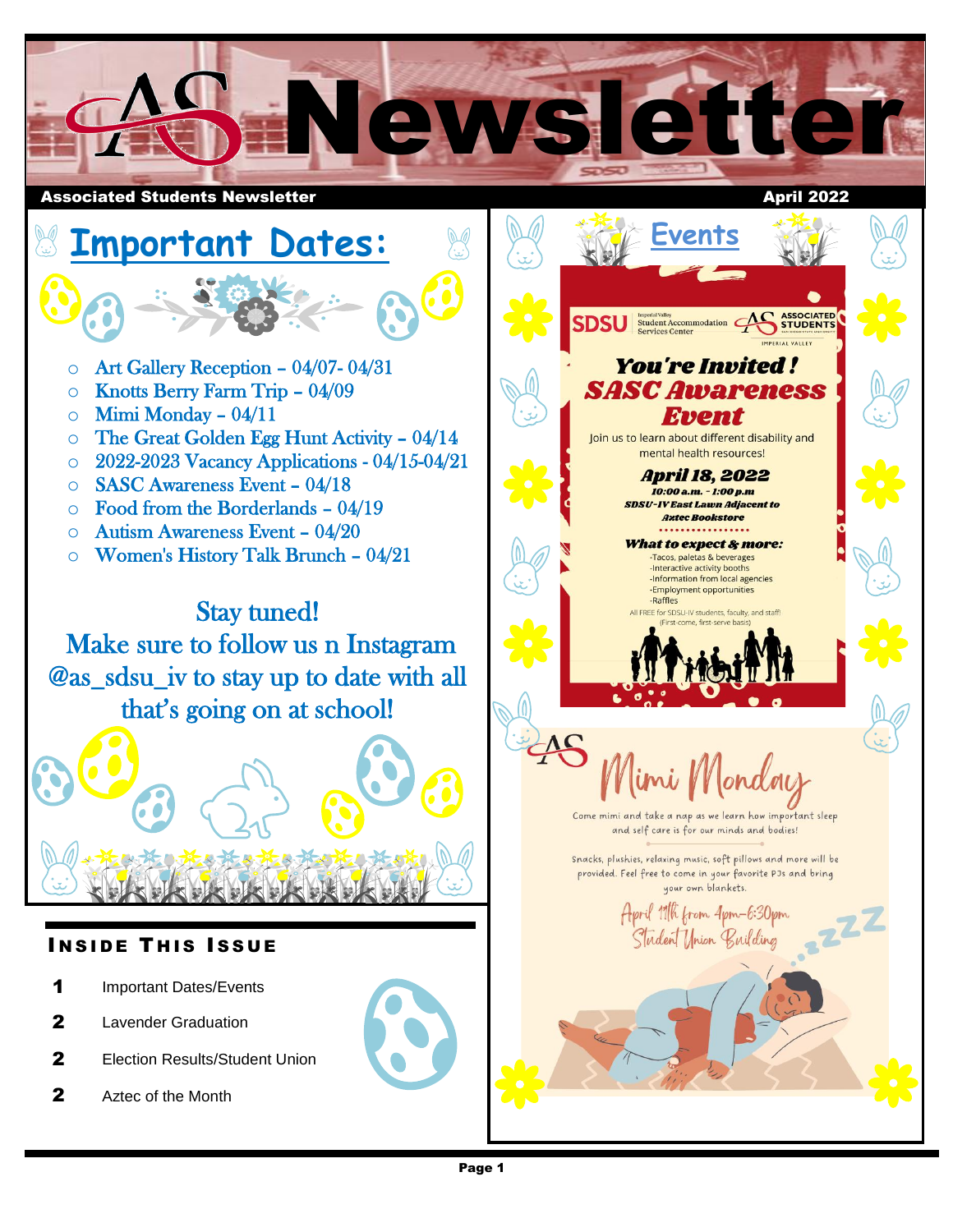# AS Newsletter

**Associated Students Newsletter** — **April 2022**

## Important Dates:

- Art Gallery Reception – 04/07- 04/31
- Knotts Berry Farm Trip – 04/09
- Mimi Monday – 04/11
- The Great Golden Egg Hunt Activity – 04/14
- 2022-2023 Vacancy Applications - 04/15-04/21
- SASC Awareness Event – 04/18
- Food from the Borderlands – 04/19
- Autism Awareness Event – 04/20
- Women's History Talk Brunch – 04/21

Stay tuned!
Make sure to follow us n Instagram @as_sdsu_iv to stay up to date with all that's going on at school!

### Inside This Issue

| | |
|---|---|
| 1 | Important Dates/Events |
| 2 | Lavender Graduation |
| 2 | Election Results/Student Union |
| 2 | Aztec of the Month |

## Events

SDSU Imperial Valley Student Accommodation Services Center — Associated Students Imperial Valley

**You're Invited!**
**SASC Awareness Event**

Join us to learn about different disability and mental health resources!

**April 18, 2022**
**10:00 a.m. - 1:00 p.m**
**SDSU-IV East Lawn Adjacent to Aztec Bookstore**

**What to expect & more:**
- Tacos, paletas & beverages
- Interactive activity booths
- Information from local agencies
- Employment opportunities
- Raffles

All FREE for SDSU-IV students, faculty, and staff! (First-come, first-serve basis)

**Mimi Monday**

Come mimi and take a nap as we learn how important sleep and self care is for our minds and bodies!

Snacks, plushies, relaxing music, soft pillows and more will be provided. Feel free to come in your favorite PJs and bring your own blankets.

April 11th from 4pm-6:30pm
Student Union Building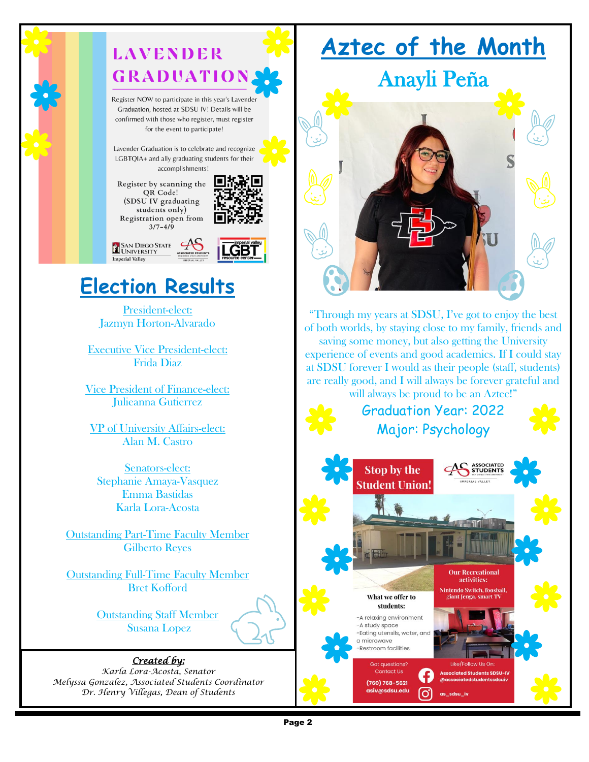# LAVENDER GRADUATION

Register NOW to participate in this year's Lavender Graduation, hosted at SDSU IV! Details will be confirmed with those who register, must register for the event to participate!

Lavender Graduation is to celebrate and recognize LGBTQIA+ and ally graduating students for their accomplishments!

Register by scanning the QR Code! (SDSU IV graduating students only) Registration open from 3/7-4/9

San Diego State University Imperial Valley

Associated Students San Diego State University Imperial Valley

imperial valley LGBT resource center

## Election Results

President-elect:
Jazmyn Horton-Alvarado

Executive Vice President-elect:
Frida Diaz

Vice President of Finance-elect:
Julieanna Gutierrez

VP of University Affairs-elect:
Alan M. Castro

Senators-elect:
Stephanie Amaya-Vasquez
Emma Bastidas
Karla Lora-Acosta

Outstanding Part-Time Faculty Member
Gilberto Reyes

Outstanding Full-Time Faculty Member
Bret Kofford

Outstanding Staff Member
Susana Lopez

***Created by:***
*Karla Lora-Acosta, Senator*
*Melyssa Gonzalez, Associated Students Coordinator*
*Dr. Henry Villegas, Dean of Students*

# Aztec of the Month

## Anayli Peña

"Through my years at SDSU, I've got to enjoy the best of both worlds, by staying close to my family, friends and saving some money, but also getting the University experience of events and good academics. If I could stay at SDSU forever I would as their people (staff, students) are really good, and I will always be forever grateful and will always be proud to be an Aztec!"

Graduation Year: 2022
Major: Psychology

## Stop by the Student Union!

Associated Students San Diego State University Imperial Valley

What we offer to students:

- A relaxing environment
- A study space
- Eating utensils, water, and a microwave
- Restroom facilities

Our Recreational activities:
Nintendo Switch, foosball, giant Jenga, smart TV

Got questions? Contact Us
(760) 768-5621
asiv@sdsu.edu

Like/Follow Us On:
Associated Students SDSU-IV
@associatedstudentssdsuiv
as_sdsu_iv